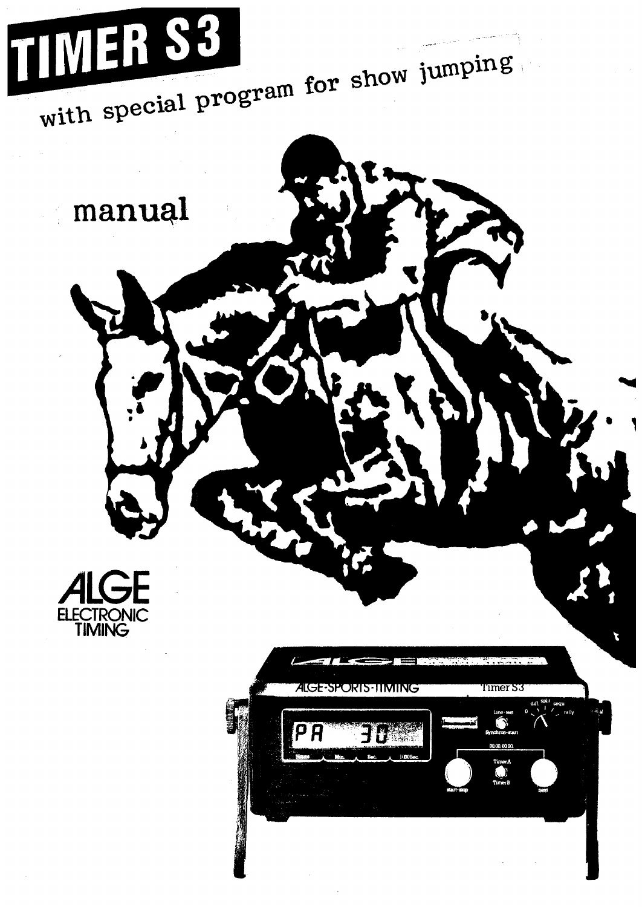# TIMER S3

with special program for show jumping

manual

ALGE
ELECTRONIC
TIMING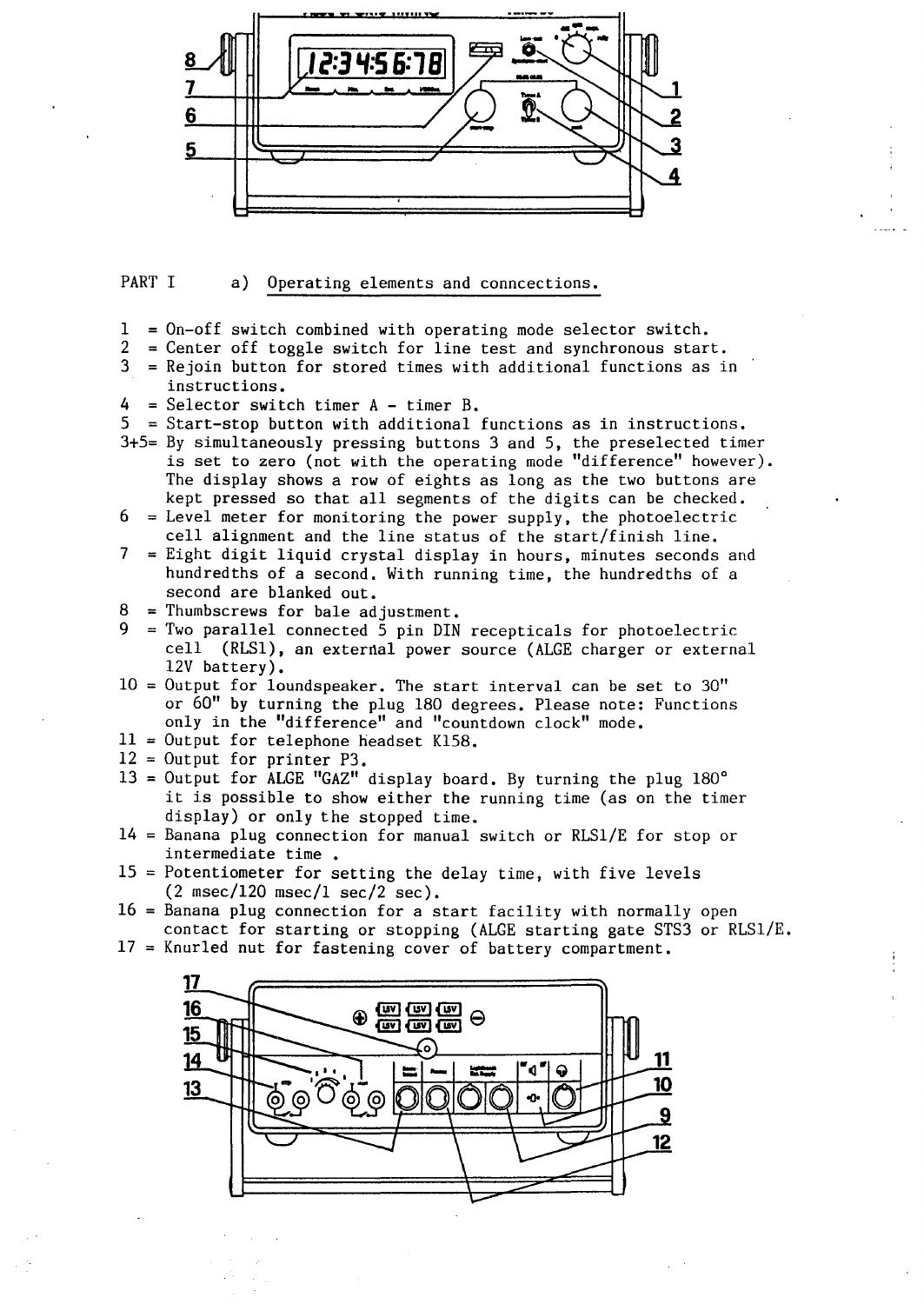PART I a) Operating elements and conncections.

1 = On-off switch combined with operating mode selector switch.
2 = Center off toggle switch for line test and synchronous start.
3 = Rejoin button for stored times with additional functions as in instructions.
4 = Selector switch timer A - timer B.
5 = Start-stop button with additional functions as in instructions.
3+5= By simultaneously pressing buttons 3 and 5, the preselected timer is set to zero (not with the operating mode "difference" however). The display shows a row of eights as long as the two buttons are kept pressed so that all segments of the digits can be checked.
6 = Level meter for monitoring the power supply, the photoelectric cell alignment and the line status of the start/finish line.
7 = Eight digit liquid crystal display in hours, minutes seconds and hundredths of a second. With running time, the hundredths of a second are blanked out.
8 = Thumbscrews for bale adjustment.
9 = Two parallel connected 5 pin DIN recepticals for photoelectric cell (RLS1), an external power source (ALGE charger or external 12V battery).
10 = Output for loundspeaker. The start interval can be set to 30" or 60" by turning the plug 180 degrees. Please note: Functions only in the "difference" and "countdown clock" mode.
11 = Output for telephone headset K158.
12 = Output for printer P3.
13 = Output for ALGE "GAZ" display board. By turning the plug 180° it is possible to show either the running time (as on the timer display) or only the stopped time.
14 = Banana plug connection for manual switch or RLS1/E for stop or intermediate time .
15 = Potentiometer for setting the delay time, with five levels (2 msec/120 msec/1 sec/2 sec).
16 = Banana plug connection for a start facility with normally open contact for starting or stopping (ALGE starting gate STS3 or RLS1/E.
17 = Knurled nut for fastening cover of battery compartment.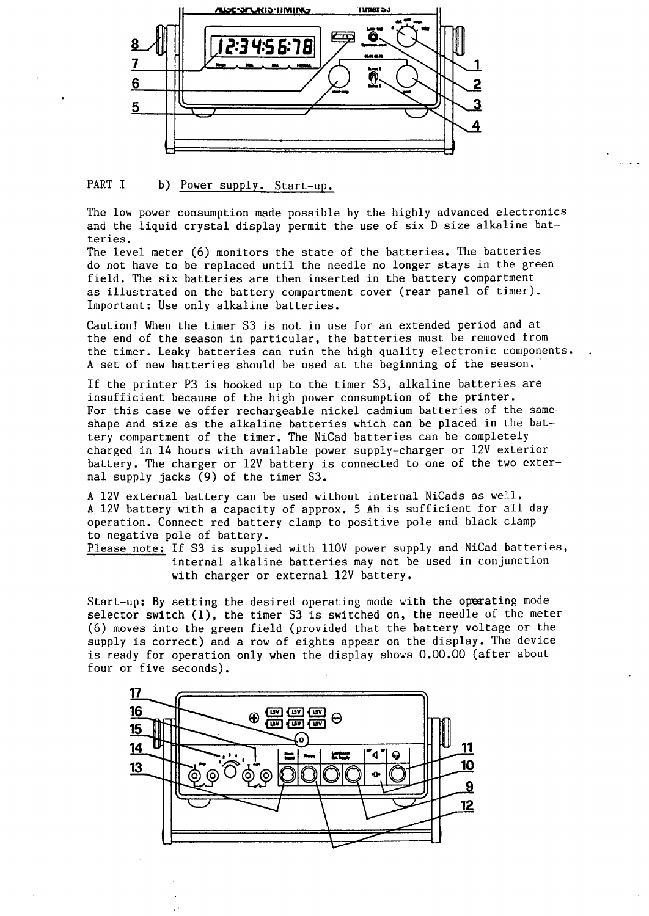PART I b) Power supply. Start-up.

The low power consumption made possible by the highly advanced electronics and the liquid crystal display permit the use of six D size alkaline batteries.
The level meter (6) monitors the state of the batteries. The batteries do not have to be replaced until the needle no longer stays in the green field. The six batteries are then inserted in the battery compartment as illustrated on the battery compartment cover (rear panel of timer).
Important: Use only alkaline batteries.

Caution! When the timer S3 is not in use for an extended period and at the end of the season in particular, the batteries must be removed from the timer. Leaky batteries can ruin the high quality electronic components. A set of new batteries should be used at the beginning of the season.

If the printer P3 is hooked up to the timer S3, alkaline batteries are insufficient because of the high power consumption of the printer.
For this case we offer rechargeable nickel cadmium batteries of the same shape and size as the alkaline batteries which can be placed in the battery compartment of the timer. The NiCad batteries can be completely charged in 14 hours with available power supply-charger or 12V exterior battery. The charger or 12V battery is connected to one of the two external supply jacks (9) of the timer S3.

A 12V external battery can be used without internal NiCads as well.
A 12V battery with a capacity of approx. 5 Ah is sufficient for all day operation. Connect red battery clamp to positive pole and black clamp to negative pole of battery.
Please note: If S3 is supplied with 110V power supply and NiCad batteries, internal alkaline batteries may not be used in conjunction with charger or external 12V battery.

Start-up: By setting the desired operating mode with the operating mode selector switch (1), the timer S3 is switched on, the needle of the meter (6) moves into the green field (provided that the battery voltage or the supply is correct) and a row of eights appear on the display. The device is ready for operation only when the display shows 0.00.00 (after about four or five seconds).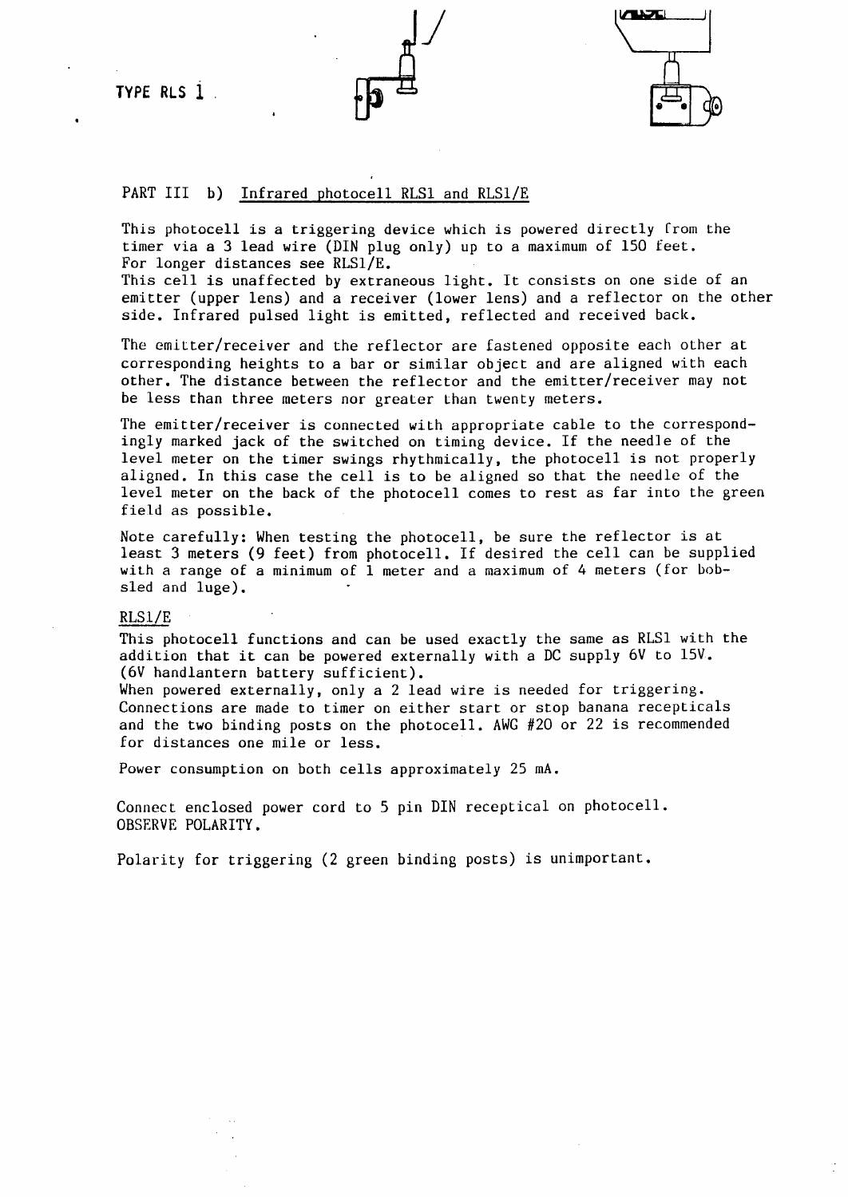TYPE RLS 1

PART III b) Infrared photocell RLS1 and RLS1/E

This photocell is a triggering device which is powered directly from the timer via a 3 lead wire (DIN plug only) up to a maximum of 150 feet. For longer distances see RLS1/E.
This cell is unaffected by extraneous light. It consists on one side of an emitter (upper lens) and a receiver (lower lens) and a reflector on the other side. Infrared pulsed light is emitted, reflected and received back.

The emitter/receiver and the reflector are fastened opposite each other at corresponding heights to a bar or similar object and are aligned with each other. The distance between the reflector and the emitter/receiver may not be less than three meters nor greater than twenty meters.

The emitter/receiver is connected with appropriate cable to the correspondingly marked jack of the switched on timing device. If the needle of the level meter on the timer swings rhythmically, the photocell is not properly aligned. In this case the cell is to be aligned so that the needle of the level meter on the back of the photocell comes to rest as far into the green field as possible.

Note carefully: When testing the photocell, be sure the reflector is at least 3 meters (9 feet) from photocell. If desired the cell can be supplied with a range of a minimum of 1 meter and a maximum of 4 meters (for bobsled and luge).

RLS1/E

This photocell functions and can be used exactly the same as RLS1 with the addition that it can be powered externally with a DC supply 6V to 15V. (6V handlantern battery sufficient).
When powered externally, only a 2 lead wire is needed for triggering. Connections are made to timer on either start or stop banana recepticals and the two binding posts on the photocell. AWG #20 or 22 is recommended for distances one mile or less.

Power consumption on both cells approximately 25 mA.

Connect enclosed power cord to 5 pin DIN receptical on photocell.
OBSERVE POLARITY.

Polarity for triggering (2 green binding posts) is unimportant.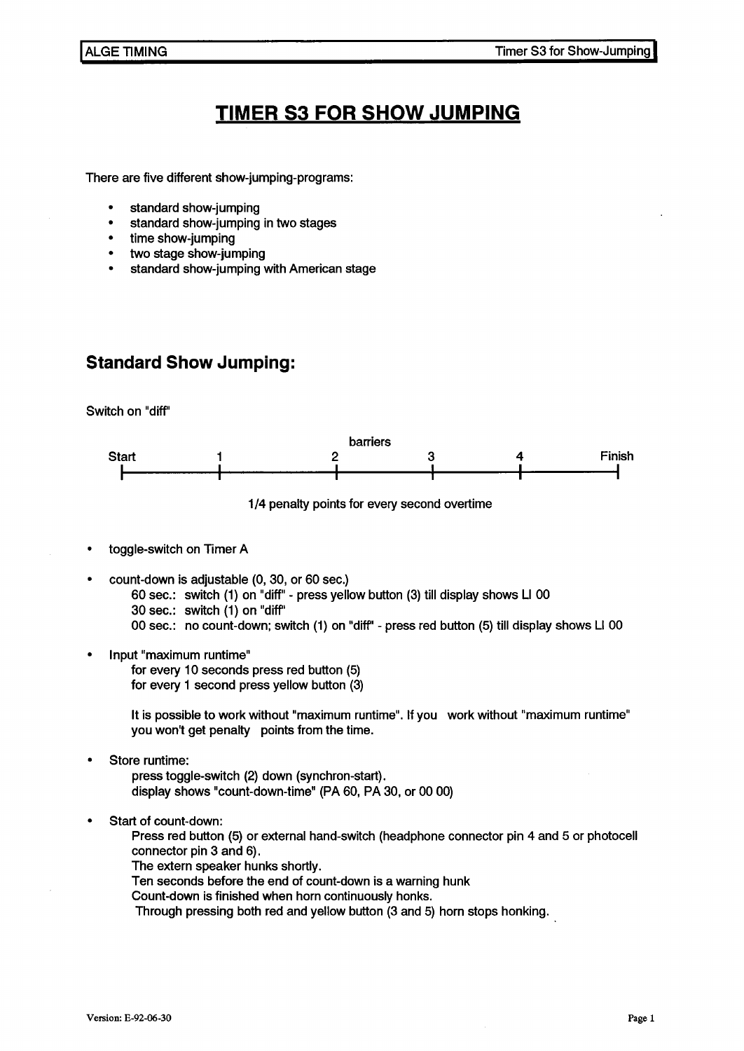# TIMER S3 FOR SHOW JUMPING

There are five different show-jumping-programs:

- standard show-jumping
- standard show-jumping in two stages
- time show-jumping
- two stage show-jumping
- standard show-jumping with American stage

## Standard Show Jumping:

Switch on "diff"

```
                                    barriers
Start          1              2             3            4            Finish
|--------------|--------------|-------------|------------|------------|
```

1/4 penalty points for every second overtime

- toggle-switch on Timer A

- count-down is adjustable (0, 30, or 60 sec.)
  60 sec.: switch (1) on "diff" - press yellow button (3) till display shows LI 00
  30 sec.: switch (1) on "diff"
  00 sec.: no count-down; switch (1) on "diff" - press red button (5) till display shows LI 00

- Input "maximum runtime"
  for every 10 seconds press red button (5)
  for every 1 second press yellow button (3)

  It is possible to work without "maximum runtime". If you work without "maximum runtime" you won't get penalty points from the time.

- Store runtime:
  press toggle-switch (2) down (synchron-start).
  display shows "count-down-time" (PA 60, PA 30, or 00 00)

- Start of count-down:
  Press red button (5) or external hand-switch (headphone connector pin 4 and 5 or photocell connector pin 3 and 6).
  The extern speaker hunks shortly.
  Ten seconds before the end of count-down is a warning hunk
  Count-down is finished when horn continuously honks.
  Through pressing both red and yellow button (3 and 5) horn stops honking.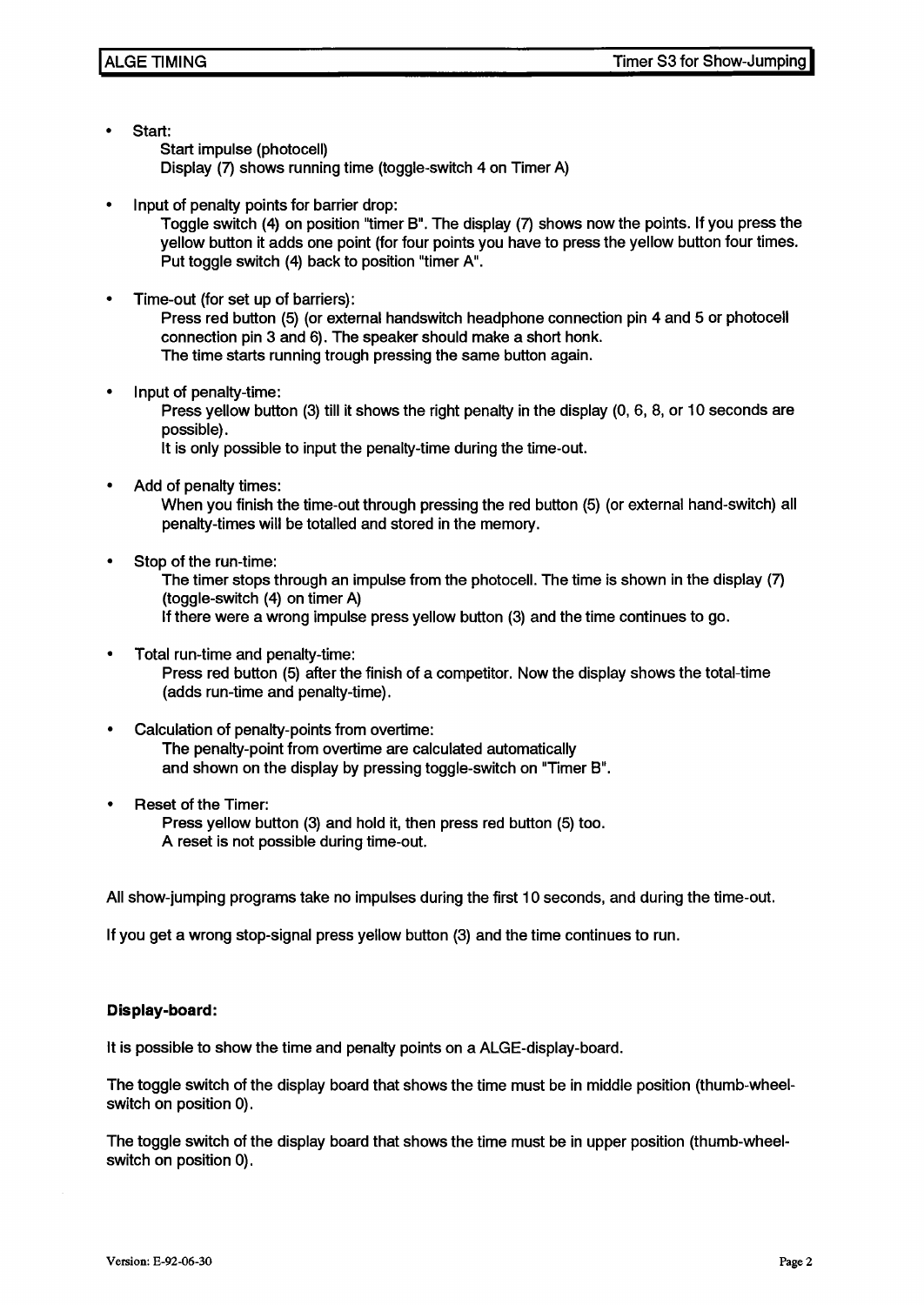- Start:
  Start impulse (photocell)
  Display (7) shows running time (toggle-switch 4 on Timer A)

- Input of penalty points for barrier drop:
  Toggle switch (4) on position "timer B". The display (7) shows now the points. If you press the yellow button it adds one point (for four points you have to press the yellow button four times. Put toggle switch (4) back to position "timer A".

- Time-out (for set up of barriers):
  Press red button (5) (or external handswitch headphone connection pin 4 and 5 or photocell connection pin 3 and 6). The speaker should make a short honk.
  The time starts running trough pressing the same button again.

- Input of penalty-time:
  Press yellow button (3) till it shows the right penalty in the display (0, 6, 8, or 10 seconds are possible).
  It is only possible to input the penalty-time during the time-out.

- Add of penalty times:
  When you finish the time-out through pressing the red button (5) (or external hand-switch) all penalty-times will be totalled and stored in the memory.

- Stop of the run-time:
  The timer stops through an impulse from the photocell. The time is shown in the display (7) (toggle-switch (4) on timer A)
  If there were a wrong impulse press yellow button (3) and the time continues to go.

- Total run-time and penalty-time:
  Press red button (5) after the finish of a competitor. Now the display shows the total-time (adds run-time and penalty-time).

- Calculation of penalty-points from overtime:
  The penalty-point from overtime are calculated automatically and shown on the display by pressing toggle-switch on "Timer B".

- Reset of the Timer:
  Press yellow button (3) and hold it, then press red button (5) too.
  A reset is not possible during time-out.

All show-jumping programs take no impulses during the first 10 seconds, and during the time-out.

If you get a wrong stop-signal press yellow button (3) and the time continues to run.

**Display-board:**

It is possible to show the time and penalty points on a ALGE-display-board.

The toggle switch of the display board that shows the time must be in middle position (thumb-wheel-switch on position 0).

The toggle switch of the display board that shows the time must be in upper position (thumb-wheel-switch on position 0).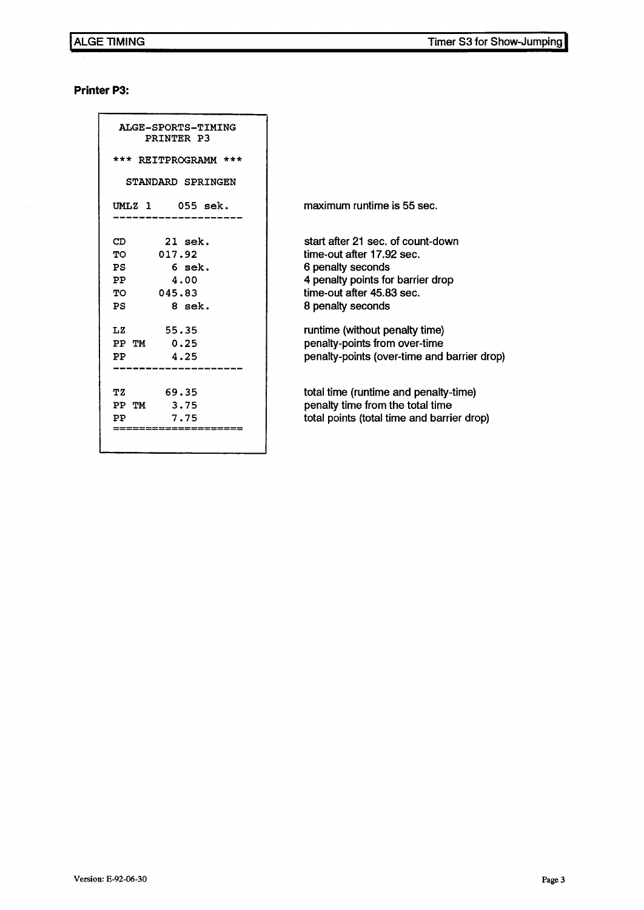**Printer P3:**

```
  ALGE-SPORTS-TIMING
      PRINTER P3

*** REITPROGRAMM ***

  STANDARD SPRINGEN

UMLZ 1     055 sek.
--------------------

CD       21 sek.
TO      017.92
PS        6 sek.
PP        4.00
TO      045.83
PS        8 sek.

LZ       55.35
PP TM     0.25
PP        4.25
--------------------

TZ       69.35
PP TM     3.75
PP        7.75
====================
```

| Printout | Explanation |
|---|---|
| UMLZ 1 055 sek. | maximum runtime is 55 sec. |
| CD 21 sek. | start after 21 sec. of count-down |
| TO 017.92 | time-out after 17.92 sec. |
| PS 6 sek. | 6 penalty seconds |
| PP 4.00 | 4 penalty points for barrier drop |
| TO 045.83 | time-out after 45.83 sec. |
| PS 8 sek. | 8 penalty seconds |
| LZ 55.35 | runtime (without penalty time) |
| PP TM 0.25 | penalty-points from over-time |
| PP 4.25 | penalty-points (over-time and barrier drop) |
| TZ 69.35 | total time (runtime and penalty-time) |
| PP TM 3.75 | penalty time from the total time |
| PP 7.75 | total points (total time and barrier drop) |

Version: E-92-06-30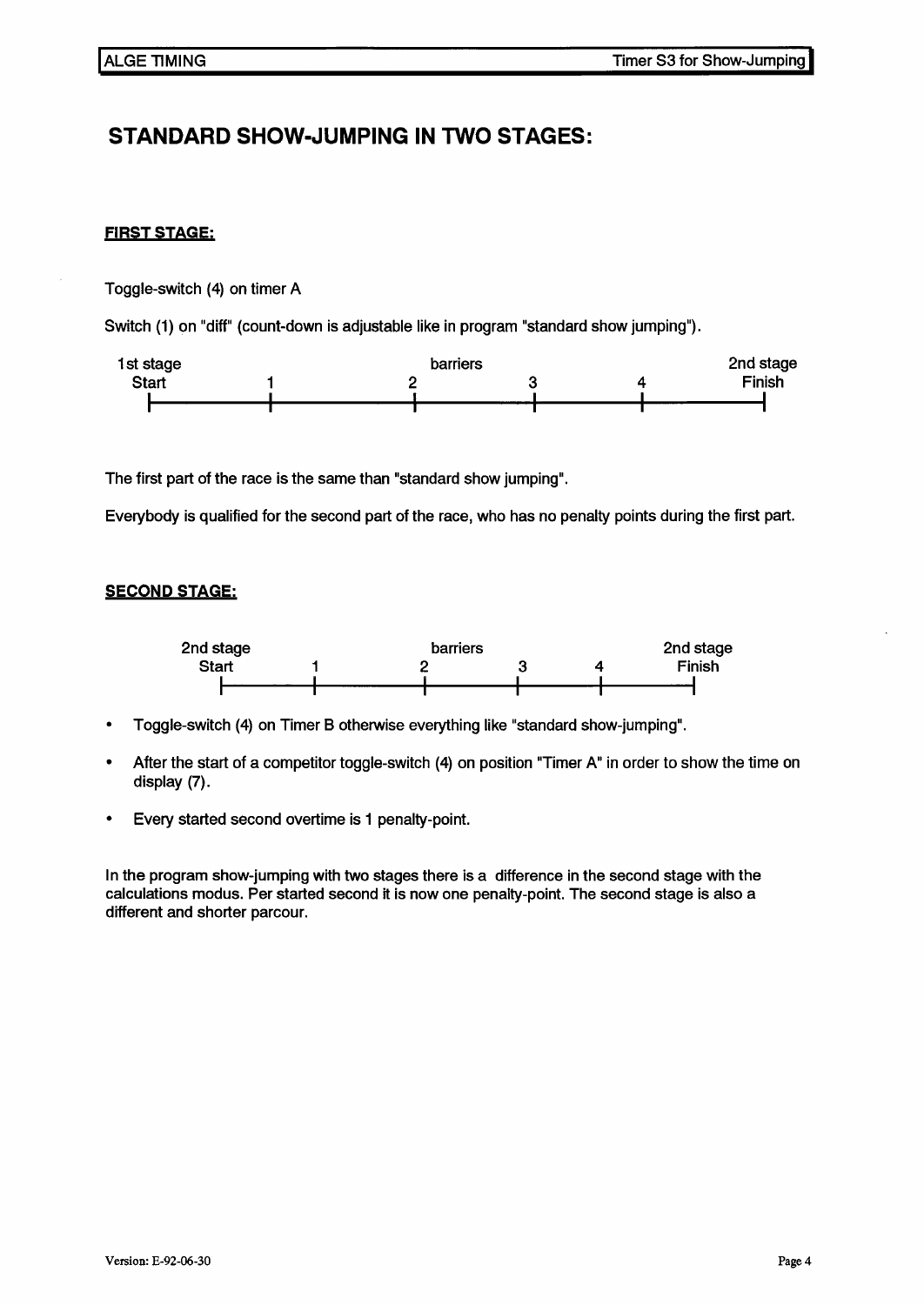## STANDARD SHOW-JUMPING IN TWO STAGES:

**FIRST STAGE:**

Toggle-switch (4) on timer A

Switch (1) on "diff" (count-down is adjustable like in program "standard show jumping").

```
1st stage                         barriers                          2nd stage
  Start         1                    2             3          4       Finish
  |-------------|--------------------|-------------|----------|---------|
```

The first part of the race is the same than "standard show jumping".

Everybody is qualified for the second part of the race, who has no penalty points during the first part.

**SECOND STAGE:**

```
2nd stage                 barriers                  2nd stage
  Start        1             2           3      4      Finish
  |------------|-------------|-----------|------|--------|
```

- Toggle-switch (4) on Timer B otherwise everything like "standard show-jumping".
- After the start of a competitor toggle-switch (4) on position "Timer A" in order to show the time on display (7).
- Every started second overtime is 1 penalty-point.

In the program show-jumping with two stages there is a difference in the second stage with the calculations modus. Per started second it is now one penalty-point. The second stage is also a different and shorter parcour.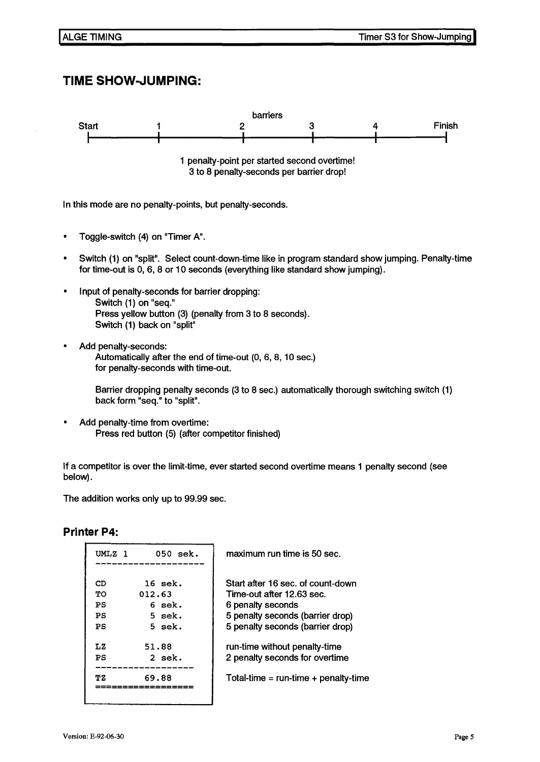# TIME SHOW-JUMPING:

```
                                        barriers
Start          1                  2              3              4              Finish
|--------------|------------------|--------------|--------------|--------------|
```

1 penalty-point per started second overtime!
3 to 8 penalty-seconds per barrier drop!

In this mode are no penalty-points, but penalty-seconds.

- Toggle-switch (4) on "Timer A".
- Switch (1) on "split". Select count-down-time like in program standard show jumping. Penalty-time for time-out is 0, 6, 8 or 10 seconds (everything like standard show jumping).
- Input of penalty-seconds for barrier dropping:
  Switch (1) on "seq."
  Press yellow button (3) (penalty from 3 to 8 seconds).
  Switch (1) back on "split"
- Add penalty-seconds:
  Automatically after the end of time-out (0, 6, 8, 10 sec.)
  for penalty-seconds with time-out.

  Barrier dropping penalty seconds (3 to 8 sec.) automatically thorough switching switch (1) back form "seq." to "split".
- Add penalty-time from overtime:
  Press red button (5) (after competitor finished)

If a competitor is over the limit-time, ever started second overtime means 1 penalty second (see below).

The addition works only up to 99.99 sec.

## Printer P4:

| Printout | Explanation |
|---|---|
| UMLZ 1 050 sek. | maximum run time is 50 sec. |
| CD 16 sek. | Start after 16 sec. of count-down |
| TO 012.63 | Time-out after 12.63 sec. |
| PS 6 sek. | 6 penalty seconds |
| PS 5 sek. | 5 penalty seconds (barrier drop) |
| PS 5 sek. | 5 penalty seconds (barrier drop) |
| LZ 51.88 | run-time without penalty-time |
| PS 2 sek. | 2 penalty seconds for overtime |
| TZ 69.88 | Total-time = run-time + penalty-time |

Version: E-92-06-30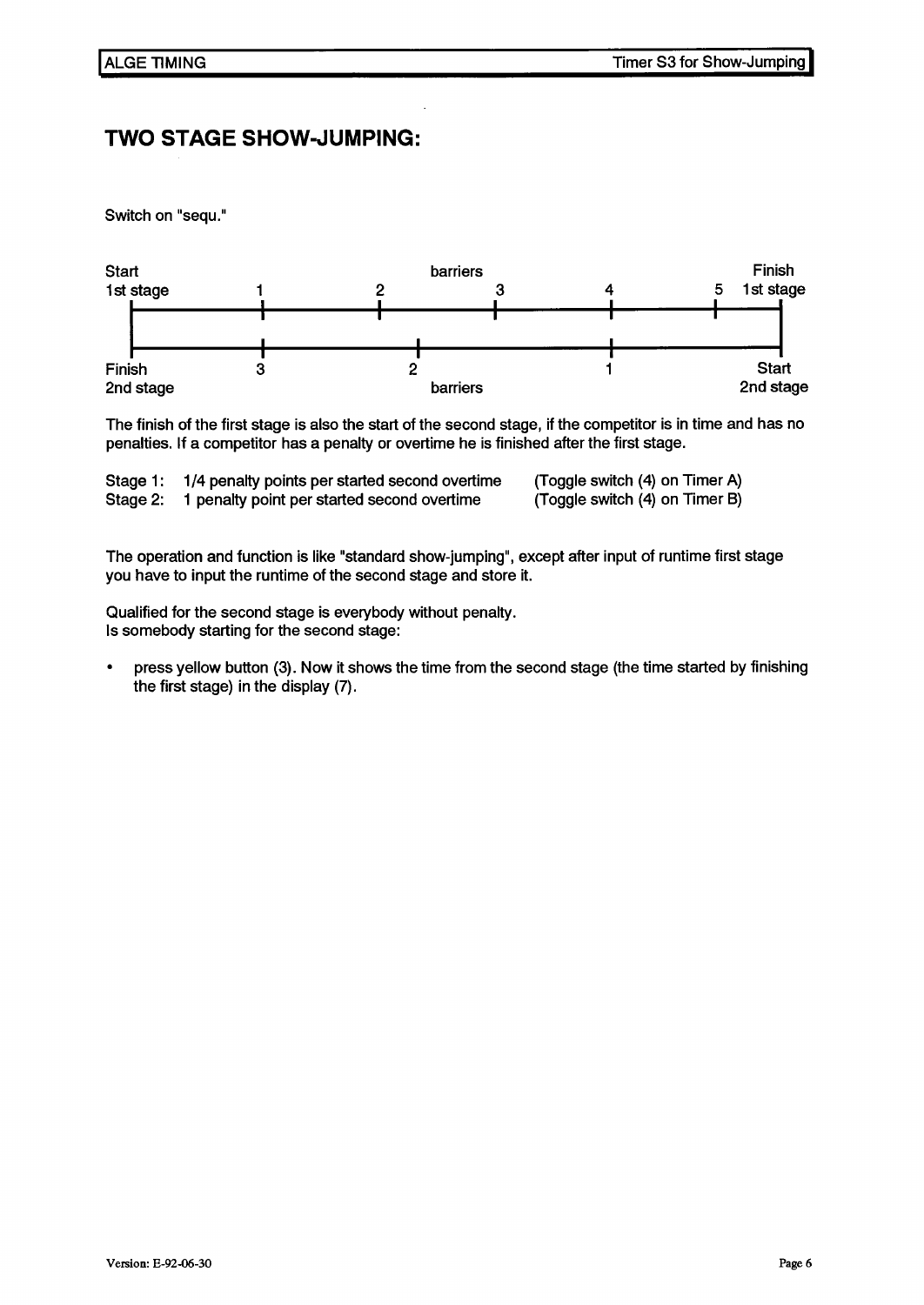## TWO STAGE SHOW-JUMPING:

Switch on "sequ."

```
Start                              barriers                         Finish
1st stage         1          2               3          4        5  1st stage
|-----------------+----------+---------------+----------+--------+---------|
|                                                                          |
|-----------------+---------------+---------------------+------------------|
Finish            3               2                     1             Start
2nd stage                      barriers                           2nd stage
```

The finish of the first stage is also the start of the second stage, if the competitor is in time and has no penalties. If a competitor has a penalty or overtime he is finished after the first stage.

| | | |
|---|---|---|
| Stage 1: | 1/4 penalty points per started second overtime | (Toggle switch (4) on Timer A) |
| Stage 2: | 1 penalty point per started second overtime | (Toggle switch (4) on Timer B) |

The operation and function is like "standard show-jumping", except after input of runtime first stage you have to input the runtime of the second stage and store it.

Qualified for the second stage is everybody without penalty.
Is somebody starting for the second stage:

- press yellow button (3). Now it shows the time from the second stage (the time started by finishing the first stage) in the display (7).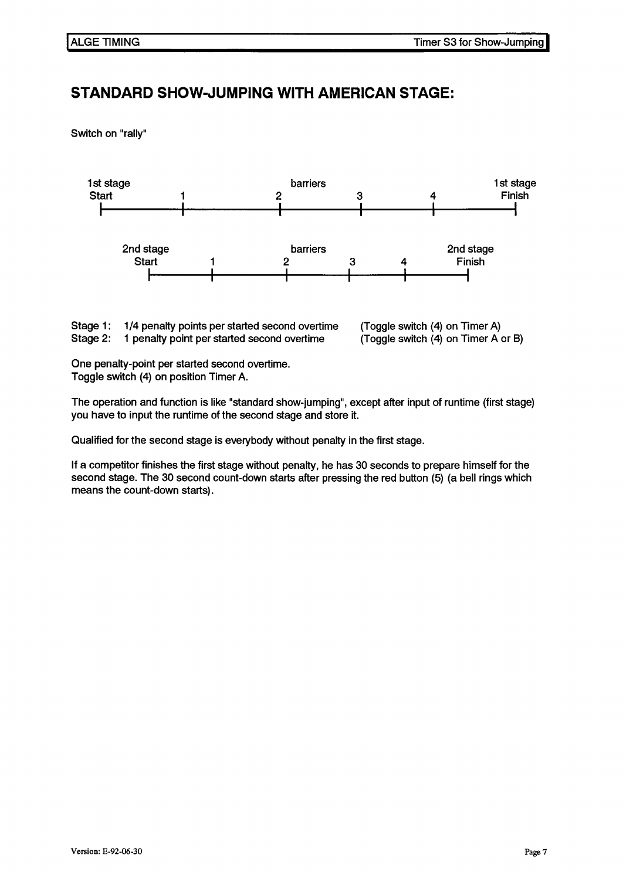## STANDARD SHOW-JUMPING WITH AMERICAN STAGE:

Switch on "rally"

```
1st stage                        barriers                          1st stage
Start          1               2            3           4            Finish
|--------------|---------------|------------|-----------|---------------|

      2nd stage                  barriers                  2nd stage
        Start        1           2          3        4       Finish
          |----------|-----------|----------|--------|----------|
```

Stage 1: 1/4 penalty points per started second overtime (Toggle switch (4) on Timer A)
Stage 2: 1 penalty point per started second overtime (Toggle switch (4) on Timer A or B)

One penalty-point per started second overtime.
Toggle switch (4) on position Timer A.

The operation and function is like "standard show-jumping", except after input of runtime (first stage) you have to input the runtime of the second stage and store it.

Qualified for the second stage is everybody without penalty in the first stage.

If a competitor finishes the first stage without penalty, he has 30 seconds to prepare himself for the second stage. The 30 second count-down starts after pressing the red button (5) (a bell rings which means the count-down starts).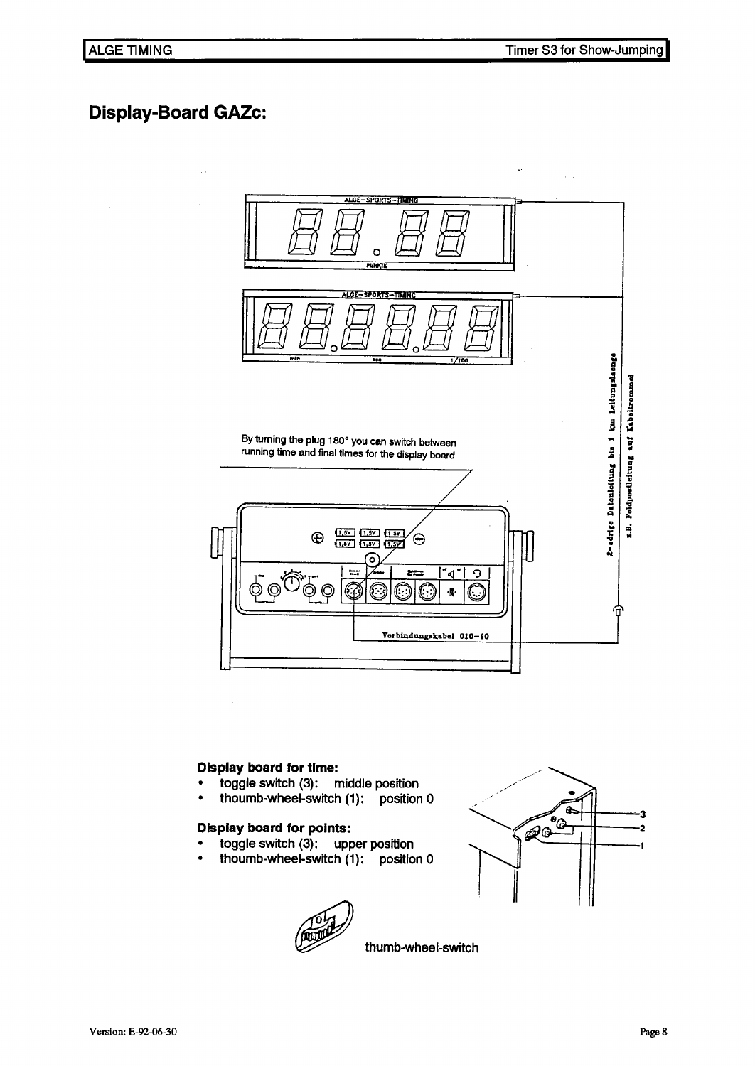## Display-Board GAZc:

By turning the plug 180° you can switch between running time and final times for the display board

**Display board for time:**

- toggle switch (3): middle position
- thoumb-wheel-switch (1): position 0

**Display board for points:**

- toggle switch (3): upper position
- thoumb-wheel-switch (1): position 0

thumb-wheel-switch

Version: E-92-06-30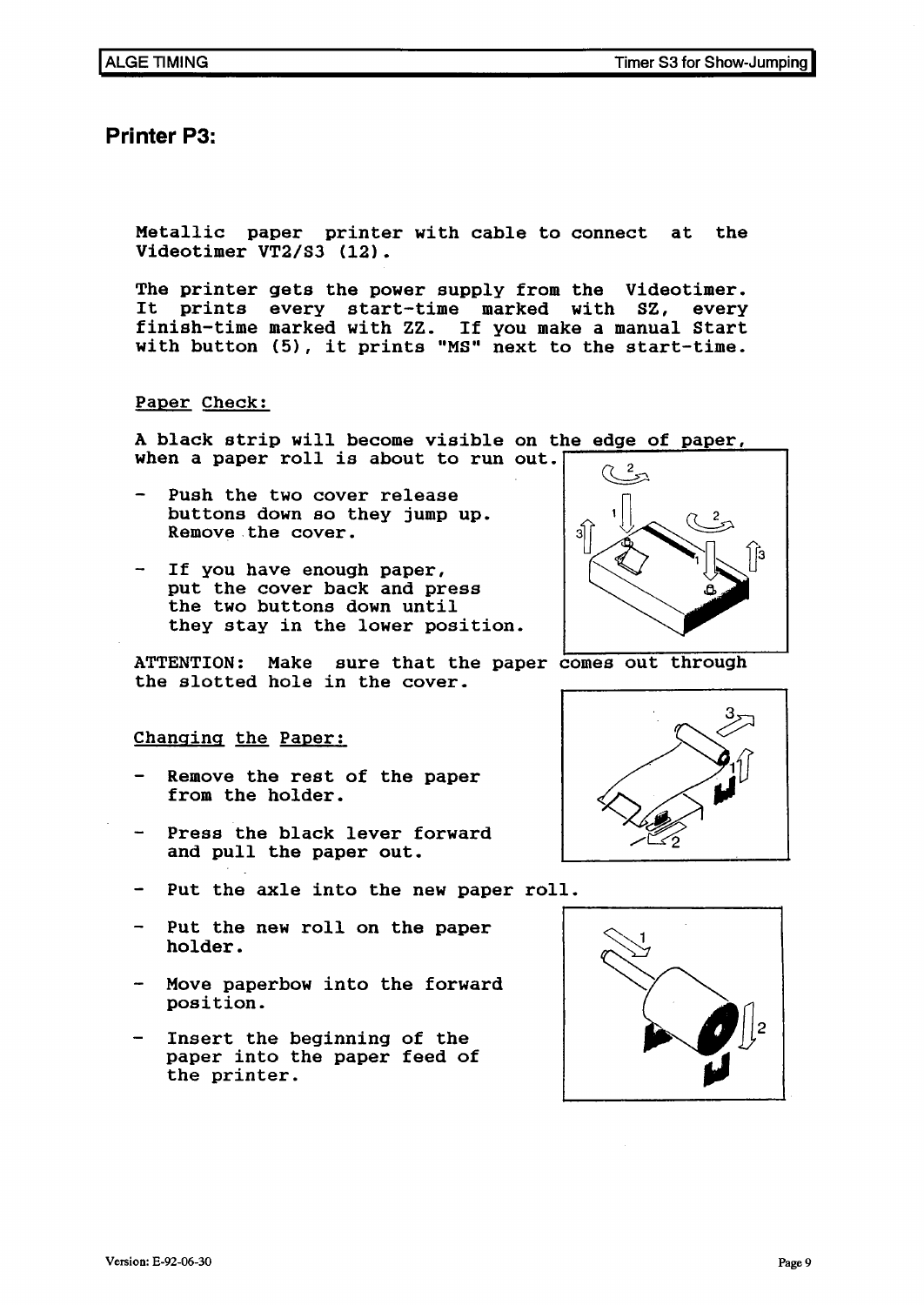# Printer P3:

Metallic paper printer with cable to connect at the Videotimer VT2/S3 (12).

The printer gets the power supply from the Videotimer. It prints every start-time marked with SZ, every finish-time marked with ZZ. If you make a manual Start with button (5), it prints "MS" next to the start-time.

Paper Check:

A black strip will become visible on the edge of paper, when a paper roll is about to run out.

- Push the two cover release buttons down so they jump up. Remove the cover.
- If you have enough paper, put the cover back and press the two buttons down until they stay in the lower position.

ATTENTION: Make sure that the paper comes out through the slotted hole in the cover.

Changing the Paper:

- Remove the rest of the paper from the holder.
- Press the black lever forward and pull the paper out.
- Put the axle into the new paper roll.
- Put the new roll on the paper holder.
- Move paperbow into the forward position.
- Insert the beginning of the paper into the paper feed of the printer.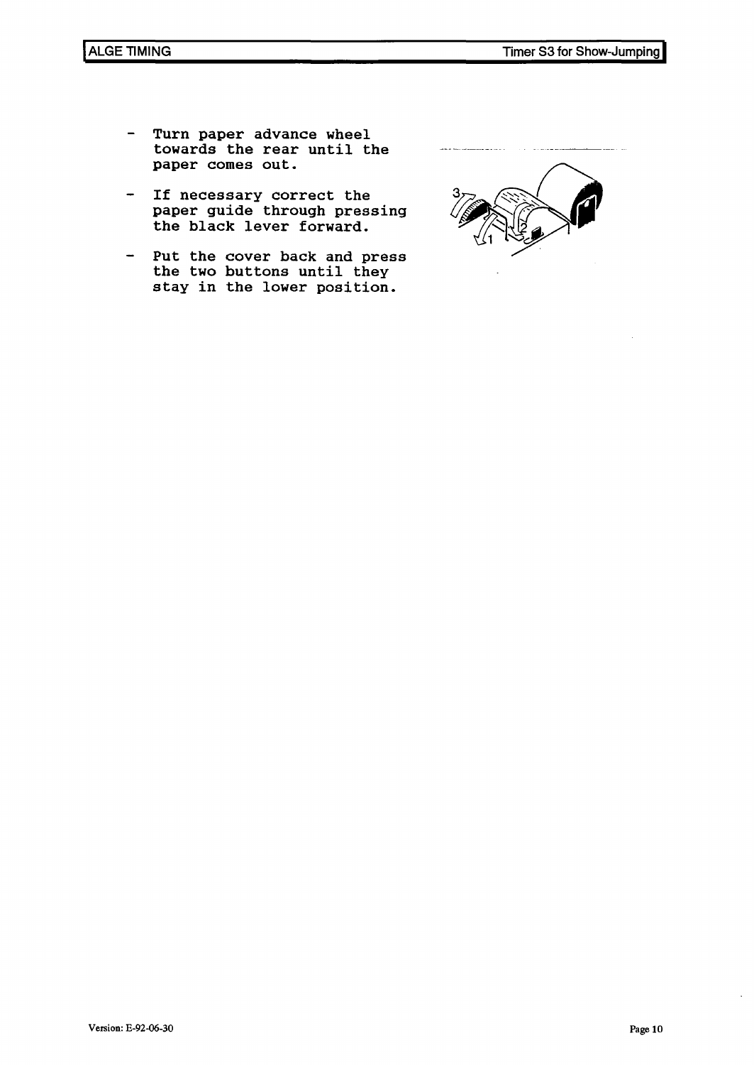- Turn paper advance wheel towards the rear until the paper comes out.
- If necessary correct the paper guide through pressing the black lever forward.
- Put the cover back and press the two buttons until they stay in the lower position.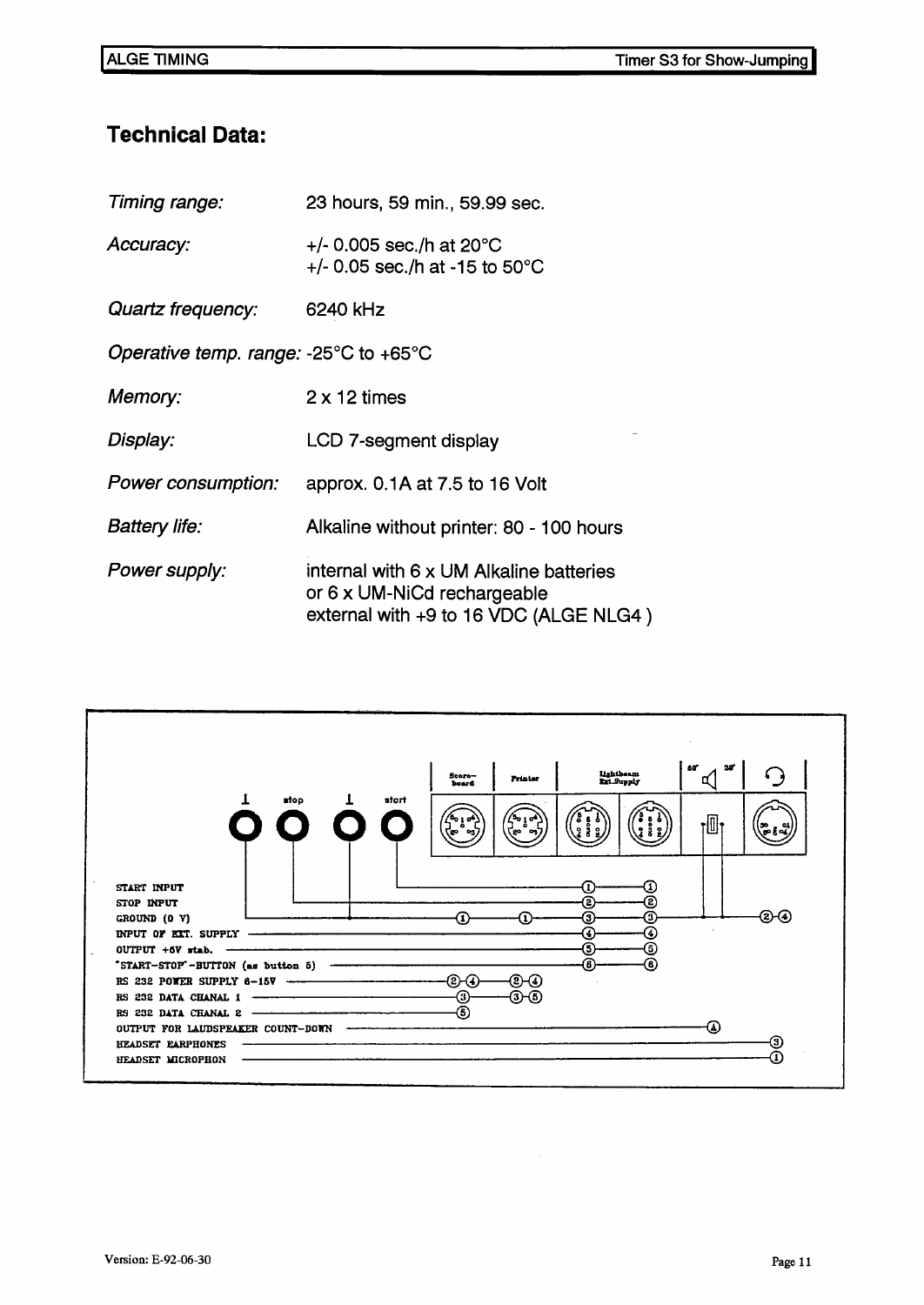## Technical Data:

| | |
|---|---|
| *Timing range:* | 23 hours, 59 min., 59.99 sec. |
| *Accuracy:* | +/- 0.005 sec./h at 20°C<br>+/- 0.05 sec./h at -15 to 50°C |
| *Quartz frequency:* | 6240 kHz |
| *Operative temp. range:* | -25°C to +65°C |
| *Memory:* | 2 x 12 times |
| *Display:* | LCD 7-segment display |
| *Power consumption:* | approx. 0.1A at 7.5 to 16 Volt |
| *Battery life:* | Alkaline without printer: 80 - 100 hours |
| *Power supply:* | internal with 6 x UM Alkaline batteries<br>or 6 x UM-NiCd rechargeable<br>external with +9 to 16 VDC (ALGE NLG4 ) |

| Signal | Banana sockets | Score-board | Printer | Lightbeam / Ext.Supply | Lightbeam / Ext.Supply | Loudspeaker | Headset |
|---|---|---|---|---|---|---|---|
| START INPUT | start | | | 1 | 1 | | |
| STOP INPUT | stop | | | 2 | 2 | | |
| GROUND (0 V) | ⊥ | 1 | 1 | 3 | 3 | ✓ | 2-4 |
| INPUT OF EXT. SUPPLY | | | | 4 | 4 | | |
| OUTPUT +6V stab. | | | | 5 | 5 | | |
| "START-STOP"-BUTTON (as button 5) | | | | 6 | 6 | | |
| RS 232 POWER SUPPLY 6-15V | | 2-4 | 2-4 | | | | |
| RS 232 DATA CHANAL 1 | | 3 | 3-5 | | | | |
| RS 232 DATA CHANAL 2 | | 5 | | | | | |
| OUTPUT FOR LAUDSPEAKER COUNT-DOWN | | | | | | 4 | |
| HEADSET EARPHONES | | | | | | | 3 |
| HEADSET MICROPHON | | | | | | | 1 |

Version: E-92-06-30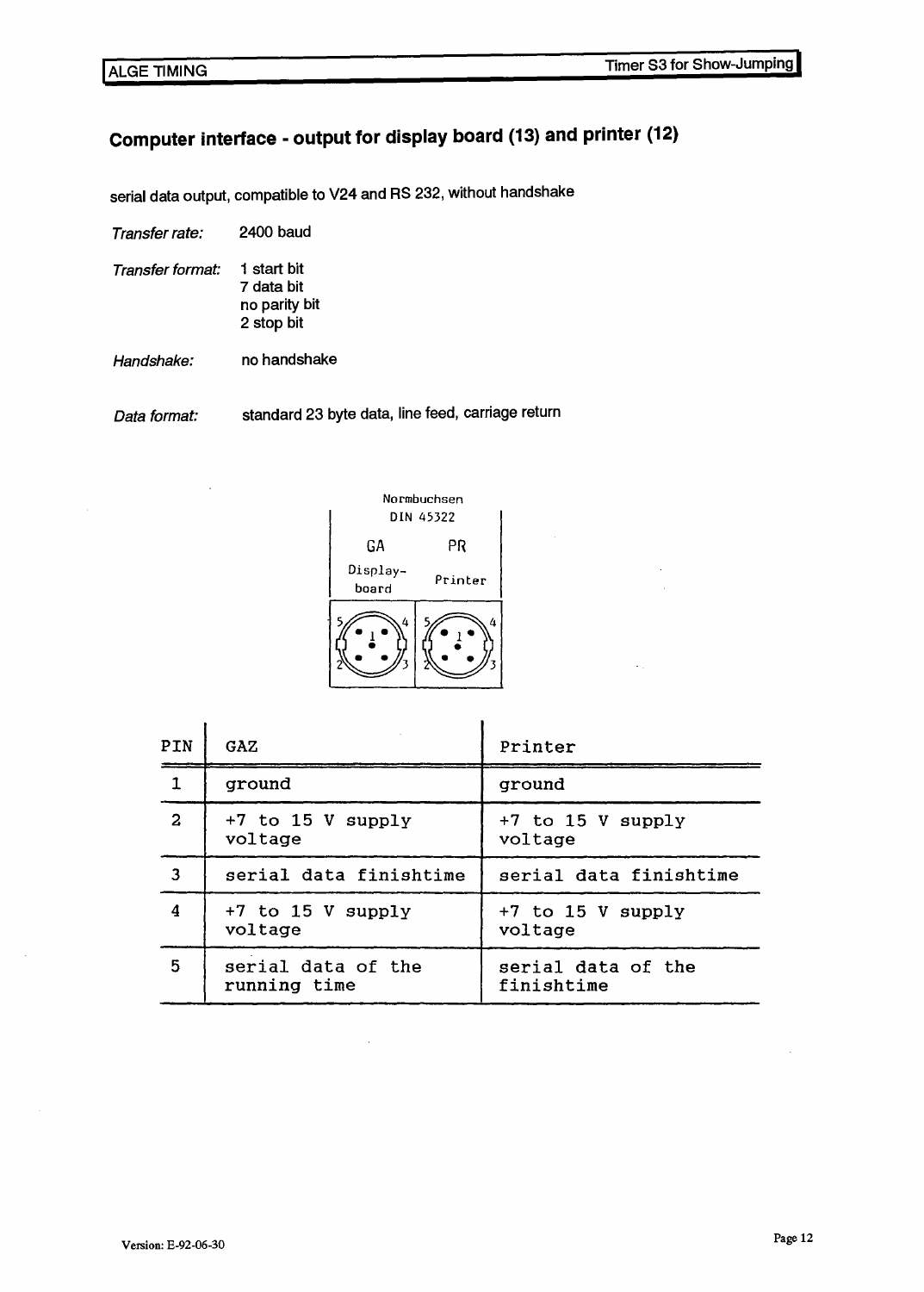## Computer interface - output for display board (13) and printer (12)

serial data output, compatible to V24 and RS 232, without handshake

*Transfer rate:* 2400 baud

*Transfer format:* 1 start bit
7 data bit
no parity bit
2 stop bit

*Handshake:* no handshake

*Data format:* standard 23 byte data, line feed, carriage return

Normbuchsen
DIN 45322

GA PR

Display-board Printer

| PIN | GAZ | Printer |
|---|---|---|
| 1 | ground | ground |
| 2 | +7 to 15 V supply voltage | +7 to 15 V supply voltage |
| 3 | serial data finishtime | serial data finishtime |
| 4 | +7 to 15 V supply voltage | +7 to 15 V supply voltage |
| 5 | serial data of the running time | serial data of the finishtime |

Version: E-92-06-30